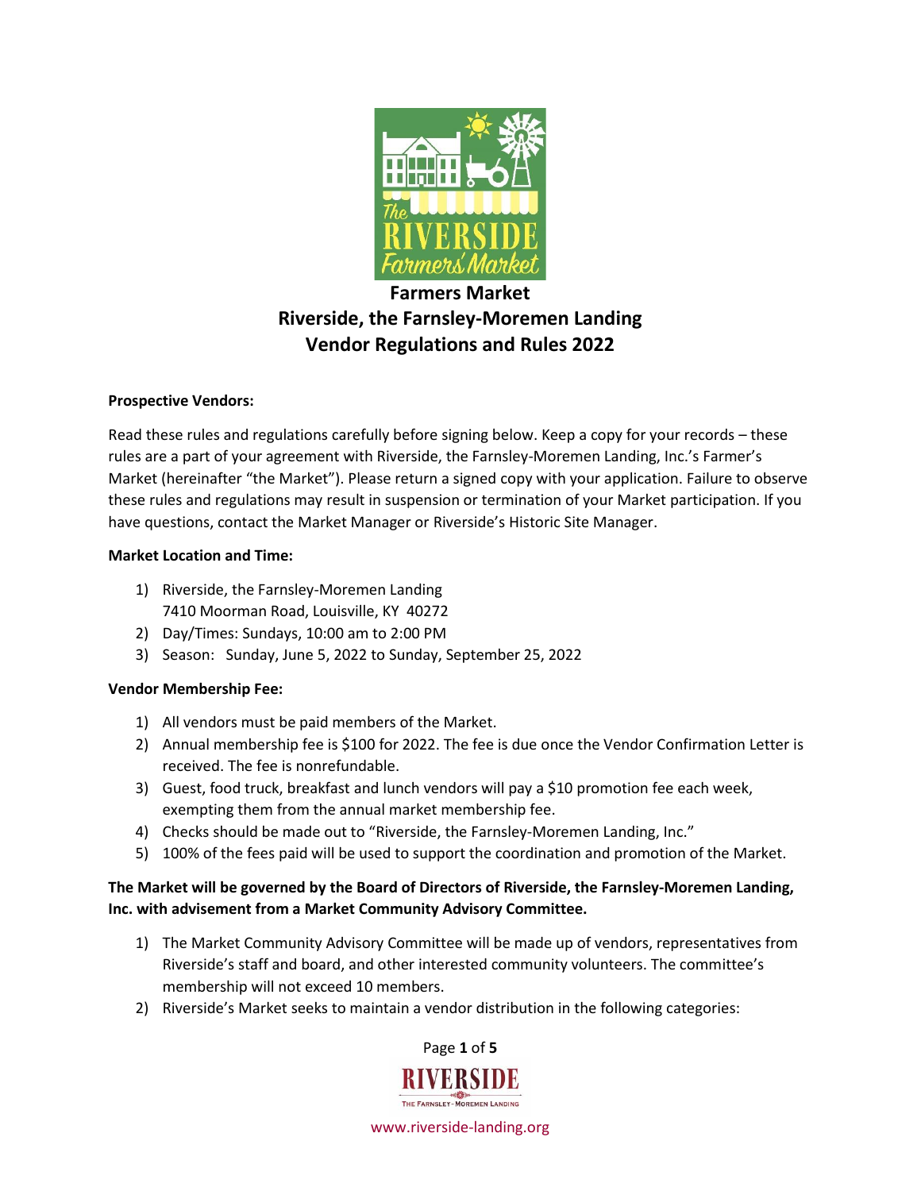# Farmers Market
# Riverside, the Farnsley-Moremen Landing
# Vendor Regulations and Rules 2022

**Prospective Vendors:**

Read these rules and regulations carefully before signing below. Keep a copy for your records – these rules are a part of your agreement with Riverside, the Farnsley-Moremen Landing, Inc.'s Farmer's Market (hereinafter "the Market"). Please return a signed copy with your application. Failure to observe these rules and regulations may result in suspension or termination of your Market participation. If you have questions, contact the Market Manager or Riverside's Historic Site Manager.

**Market Location and Time:**

1) Riverside, the Farnsley-Moremen Landing
   7410 Moorman Road, Louisville, KY 40272
2) Day/Times: Sundays, 10:00 am to 2:00 PM
3) Season: Sunday, June 5, 2022 to Sunday, September 25, 2022

**Vendor Membership Fee:**

1) All vendors must be paid members of the Market.
2) Annual membership fee is $100 for 2022. The fee is due once the Vendor Confirmation Letter is received. The fee is nonrefundable.
3) Guest, food truck, breakfast and lunch vendors will pay a $10 promotion fee each week, exempting them from the annual market membership fee.
4) Checks should be made out to "Riverside, the Farnsley-Moremen Landing, Inc."
5) 100% of the fees paid will be used to support the coordination and promotion of the Market.

**The Market will be governed by the Board of Directors of Riverside, the Farnsley-Moremen Landing, Inc. with advisement from a Market Community Advisory Committee.**

1) The Market Community Advisory Committee will be made up of vendors, representatives from Riverside's staff and board, and other interested community volunteers. The committee's membership will not exceed 10 members.
2) Riverside's Market seeks to maintain a vendor distribution in the following categories: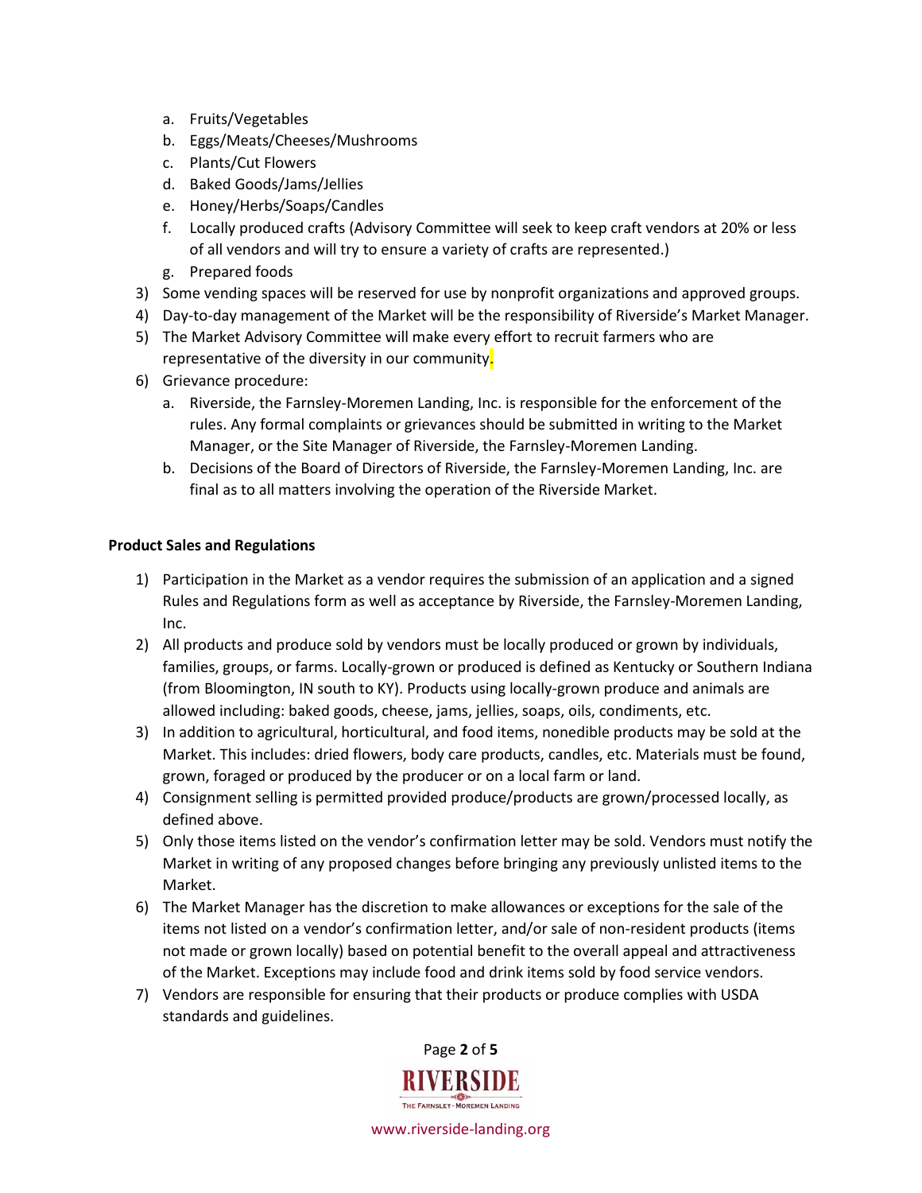a. Fruits/Vegetables
   b. Eggs/Meats/Cheeses/Mushrooms
   c. Plants/Cut Flowers
   d. Baked Goods/Jams/Jellies
   e. Honey/Herbs/Soaps/Candles
   f. Locally produced crafts (Advisory Committee will seek to keep craft vendors at 20% or less of all vendors and will try to ensure a variety of crafts are represented.)
   g. Prepared foods
3) Some vending spaces will be reserved for use by nonprofit organizations and approved groups.
4) Day-to-day management of the Market will be the responsibility of Riverside's Market Manager.
5) The Market Advisory Committee will make every effort to recruit farmers who are representative of the diversity in our community.
6) Grievance procedure:
   a. Riverside, the Farnsley-Moremen Landing, Inc. is responsible for the enforcement of the rules. Any formal complaints or grievances should be submitted in writing to the Market Manager, or the Site Manager of Riverside, the Farnsley-Moremen Landing.
   b. Decisions of the Board of Directors of Riverside, the Farnsley-Moremen Landing, Inc. are final as to all matters involving the operation of the Riverside Market.

**Product Sales and Regulations**

1) Participation in the Market as a vendor requires the submission of an application and a signed Rules and Regulations form as well as acceptance by Riverside, the Farnsley-Moremen Landing, Inc.
2) All products and produce sold by vendors must be locally produced or grown by individuals, families, groups, or farms. Locally-grown or produced is defined as Kentucky or Southern Indiana (from Bloomington, IN south to KY). Products using locally-grown produce and animals are allowed including: baked goods, cheese, jams, jellies, soaps, oils, condiments, etc.
3) In addition to agricultural, horticultural, and food items, nonedible products may be sold at the Market. This includes: dried flowers, body care products, candles, etc. Materials must be found, grown, foraged or produced by the producer or on a local farm or land.
4) Consignment selling is permitted provided produce/products are grown/processed locally, as defined above.
5) Only those items listed on the vendor's confirmation letter may be sold. Vendors must notify the Market in writing of any proposed changes before bringing any previously unlisted items to the Market.
6) The Market Manager has the discretion to make allowances or exceptions for the sale of the items not listed on a vendor's confirmation letter, and/or sale of non-resident products (items not made or grown locally) based on potential benefit to the overall appeal and attractiveness of the Market. Exceptions may include food and drink items sold by food service vendors.
7) Vendors are responsible for ensuring that their products or produce complies with USDA standards and guidelines.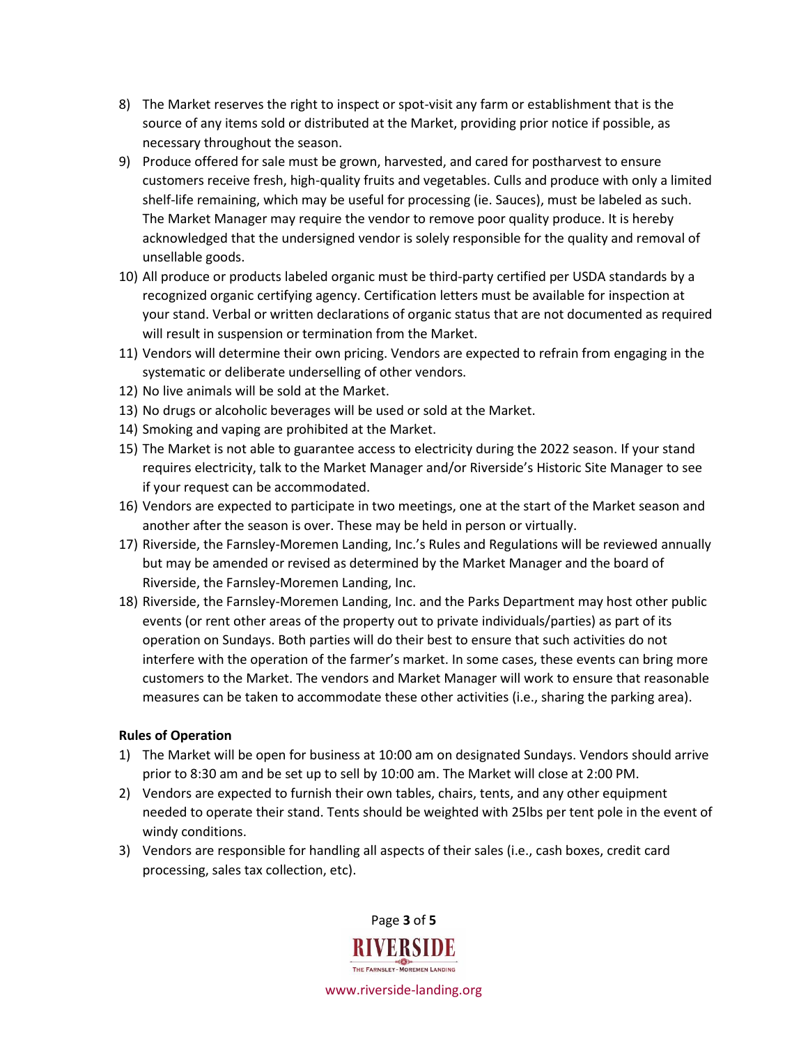8) The Market reserves the right to inspect or spot-visit any farm or establishment that is the source of any items sold or distributed at the Market, providing prior notice if possible, as necessary throughout the season.
9) Produce offered for sale must be grown, harvested, and cared for postharvest to ensure customers receive fresh, high-quality fruits and vegetables. Culls and produce with only a limited shelf-life remaining, which may be useful for processing (ie. Sauces), must be labeled as such. The Market Manager may require the vendor to remove poor quality produce. It is hereby acknowledged that the undersigned vendor is solely responsible for the quality and removal of unsellable goods.
10) All produce or products labeled organic must be third-party certified per USDA standards by a recognized organic certifying agency. Certification letters must be available for inspection at your stand. Verbal or written declarations of organic status that are not documented as required will result in suspension or termination from the Market.
11) Vendors will determine their own pricing. Vendors are expected to refrain from engaging in the systematic or deliberate underselling of other vendors.
12) No live animals will be sold at the Market.
13) No drugs or alcoholic beverages will be used or sold at the Market.
14) Smoking and vaping are prohibited at the Market.
15) The Market is not able to guarantee access to electricity during the 2022 season. If your stand requires electricity, talk to the Market Manager and/or Riverside's Historic Site Manager to see if your request can be accommodated.
16) Vendors are expected to participate in two meetings, one at the start of the Market season and another after the season is over. These may be held in person or virtually.
17) Riverside, the Farnsley-Moremen Landing, Inc.'s Rules and Regulations will be reviewed annually but may be amended or revised as determined by the Market Manager and the board of Riverside, the Farnsley-Moremen Landing, Inc.
18) Riverside, the Farnsley-Moremen Landing, Inc. and the Parks Department may host other public events (or rent other areas of the property out to private individuals/parties) as part of its operation on Sundays. Both parties will do their best to ensure that such activities do not interfere with the operation of the farmer's market. In some cases, these events can bring more customers to the Market. The vendors and Market Manager will work to ensure that reasonable measures can be taken to accommodate these other activities (i.e., sharing the parking area).

**Rules of Operation**

1) The Market will be open for business at 10:00 am on designated Sundays. Vendors should arrive prior to 8:30 am and be set up to sell by 10:00 am. The Market will close at 2:00 PM.
2) Vendors are expected to furnish their own tables, chairs, tents, and any other equipment needed to operate their stand. Tents should be weighted with 25lbs per tent pole in the event of windy conditions.
3) Vendors are responsible for handling all aspects of their sales (i.e., cash boxes, credit card processing, sales tax collection, etc).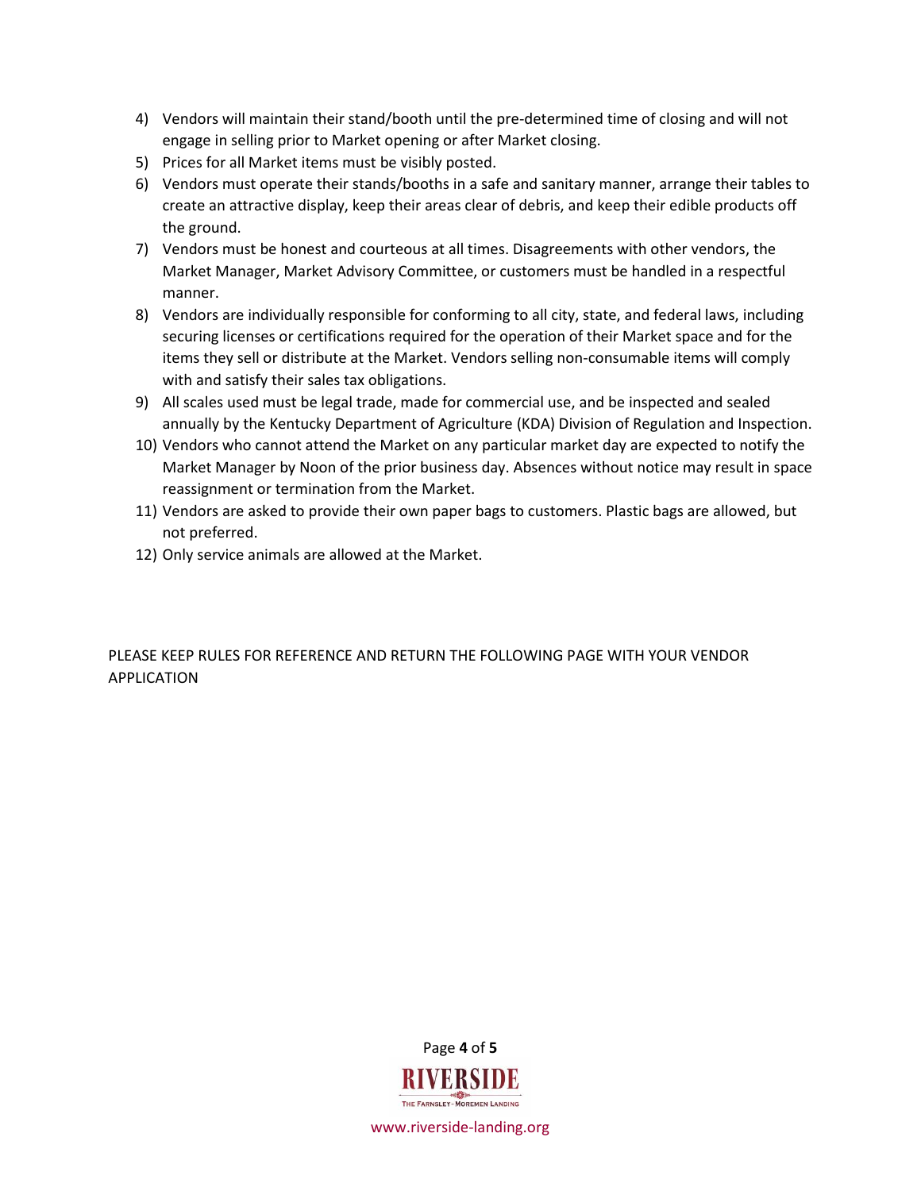4) Vendors will maintain their stand/booth until the pre-determined time of closing and will not engage in selling prior to Market opening or after Market closing.
5) Prices for all Market items must be visibly posted.
6) Vendors must operate their stands/booths in a safe and sanitary manner, arrange their tables to create an attractive display, keep their areas clear of debris, and keep their edible products off the ground.
7) Vendors must be honest and courteous at all times. Disagreements with other vendors, the Market Manager, Market Advisory Committee, or customers must be handled in a respectful manner.
8) Vendors are individually responsible for conforming to all city, state, and federal laws, including securing licenses or certifications required for the operation of their Market space and for the items they sell or distribute at the Market. Vendors selling non-consumable items will comply with and satisfy their sales tax obligations.
9) All scales used must be legal trade, made for commercial use, and be inspected and sealed annually by the Kentucky Department of Agriculture (KDA) Division of Regulation and Inspection.
10) Vendors who cannot attend the Market on any particular market day are expected to notify the Market Manager by Noon of the prior business day. Absences without notice may result in space reassignment or termination from the Market.
11) Vendors are asked to provide their own paper bags to customers. Plastic bags are allowed, but not preferred.
12) Only service animals are allowed at the Market.

PLEASE KEEP RULES FOR REFERENCE AND RETURN THE FOLLOWING PAGE WITH YOUR VENDOR APPLICATION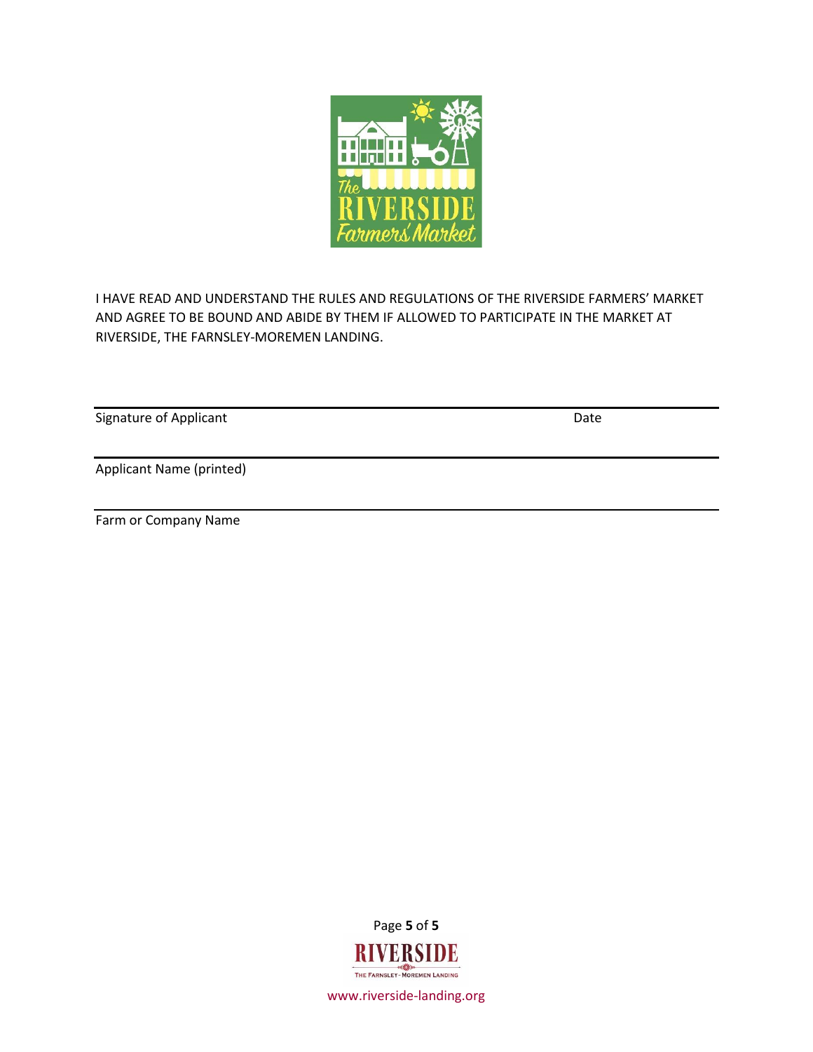I HAVE READ AND UNDERSTAND THE RULES AND REGULATIONS OF THE RIVERSIDE FARMERS' MARKET AND AGREE TO BE BOUND AND ABIDE BY THEM IF ALLOWED TO PARTICIPATE IN THE MARKET AT RIVERSIDE, THE FARNSLEY-MOREMEN LANDING.

___________________________________________________________________________

Signature of Applicant                                                                                    Date

___________________________________________________________________________

Applicant Name (printed)

___________________________________________________________________________

Farm or Company Name